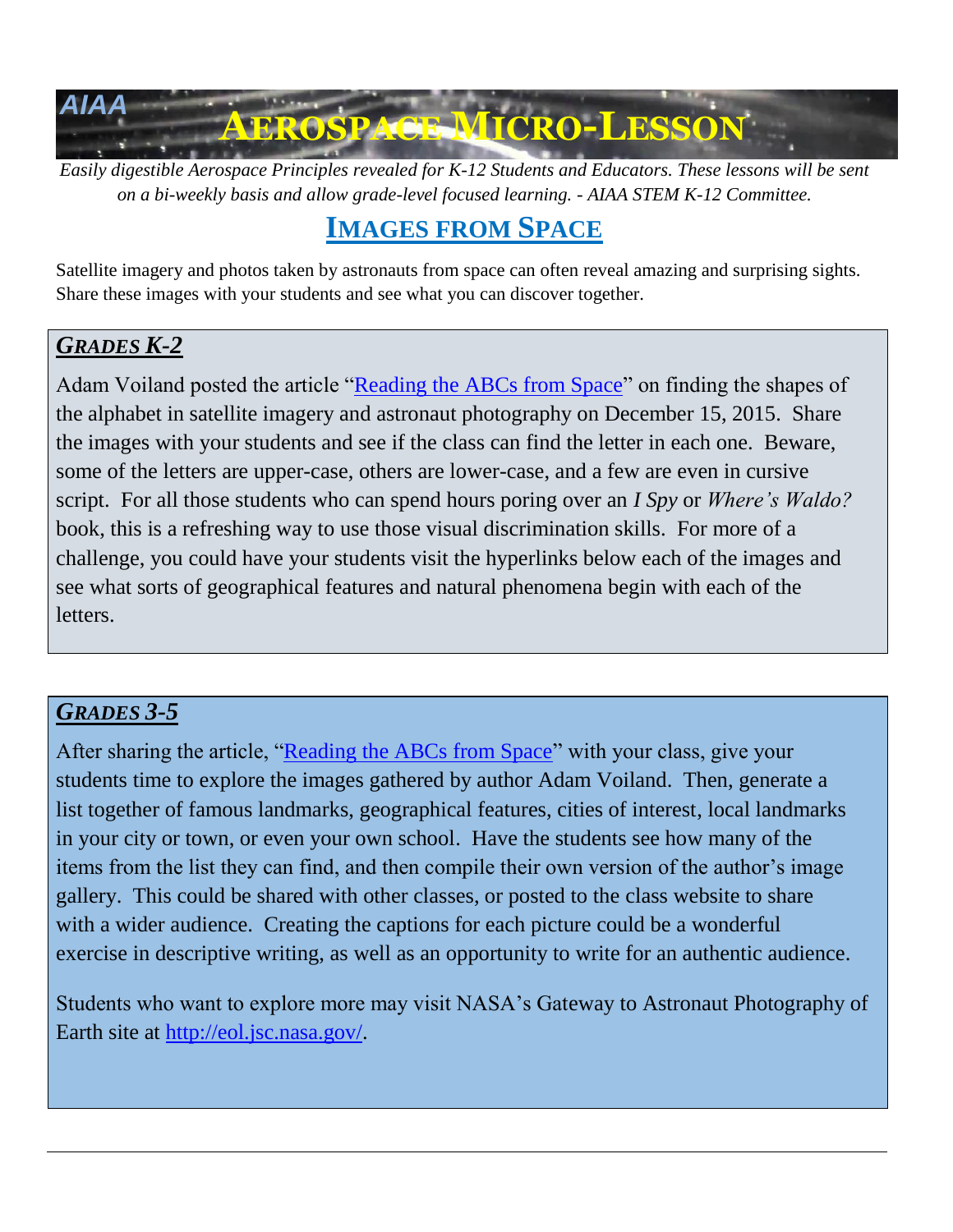# AIAA AEROSPACE MICRO-LESSON

*Easily digestible Aerospace Principles revealed for K-12 Students and Educators. These lessons will be sent on a bi-weekly basis and allow grade-level focused learning. - AIAA STEM K-12 Committee.*

## IMAGES FROM SPACE

Satellite imagery and photos taken by astronauts from space can often reveal amazing and surprising sights. Share these images with your students and see what you can discover together.

### *GRADES K-2*

Adam Voiland posted the article "Reading the ABCs from Space" on finding the shapes of the alphabet in satellite imagery and astronaut photography on December 15, 2015. Share the images with your students and see if the class can find the letter in each one. Beware, some of the letters are upper-case, others are lower-case, and a few are even in cursive script. For all those students who can spend hours poring over an *I Spy* or *Where's Waldo?* book, this is a refreshing way to use those visual discrimination skills. For more of a challenge, you could have your students visit the hyperlinks below each of the images and see what sorts of geographical features and natural phenomena begin with each of the letters.

### *GRADES 3-5*

After sharing the article, "Reading the ABCs from Space" with your class, give your students time to explore the images gathered by author Adam Voiland. Then, generate a list together of famous landmarks, geographical features, cities of interest, local landmarks in your city or town, or even your own school. Have the students see how many of the items from the list they can find, and then compile their own version of the author's image gallery. This could be shared with other classes, or posted to the class website to share with a wider audience. Creating the captions for each picture could be a wonderful exercise in descriptive writing, as well as an opportunity to write for an authentic audience.

Students who want to explore more may visit NASA's Gateway to Astronaut Photography of Earth site at http://eol.jsc.nasa.gov/.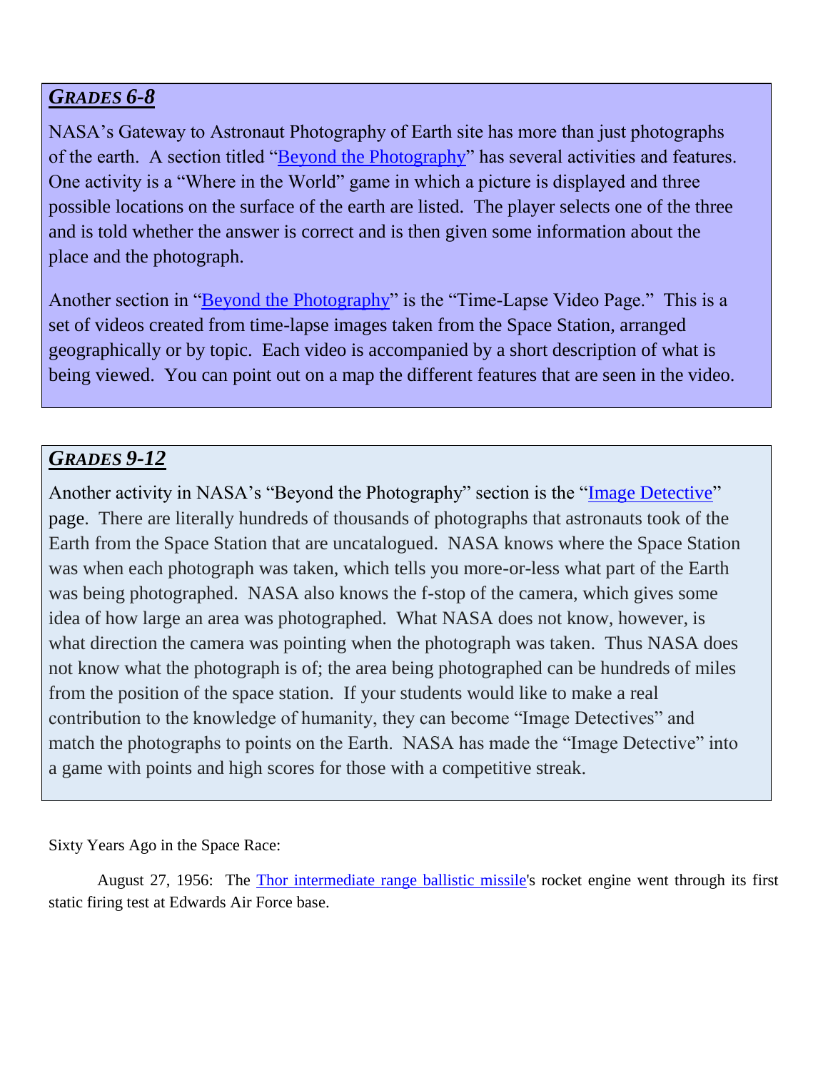## *GRADES 6-8*

NASA's Gateway to Astronaut Photography of Earth site has more than just photographs of the earth. A section titled "Beyond the Photography" has several activities and features. One activity is a "Where in the World" game in which a picture is displayed and three possible locations on the surface of the earth are listed. The player selects one of the three and is told whether the answer is correct and is then given some information about the place and the photograph.

Another section in "Beyond the Photography" is the "Time-Lapse Video Page." This is a set of videos created from time-lapse images taken from the Space Station, arranged geographically or by topic. Each video is accompanied by a short description of what is being viewed. You can point out on a map the different features that are seen in the video.

## *GRADES 9-12*

Another activity in NASA's "Beyond the Photography" section is the "Image Detective" page. There are literally hundreds of thousands of photographs that astronauts took of the Earth from the Space Station that are uncatalogued. NASA knows where the Space Station was when each photograph was taken, which tells you more-or-less what part of the Earth was being photographed. NASA also knows the f-stop of the camera, which gives some idea of how large an area was photographed. What NASA does not know, however, is what direction the camera was pointing when the photograph was taken. Thus NASA does not know what the photograph is of; the area being photographed can be hundreds of miles from the position of the space station. If your students would like to make a real contribution to the knowledge of humanity, they can become "Image Detectives" and match the photographs to points on the Earth. NASA has made the "Image Detective" into a game with points and high scores for those with a competitive streak.

Sixty Years Ago in the Space Race:

August 27, 1956: The Thor intermediate range ballistic missile's rocket engine went through its first static firing test at Edwards Air Force base.